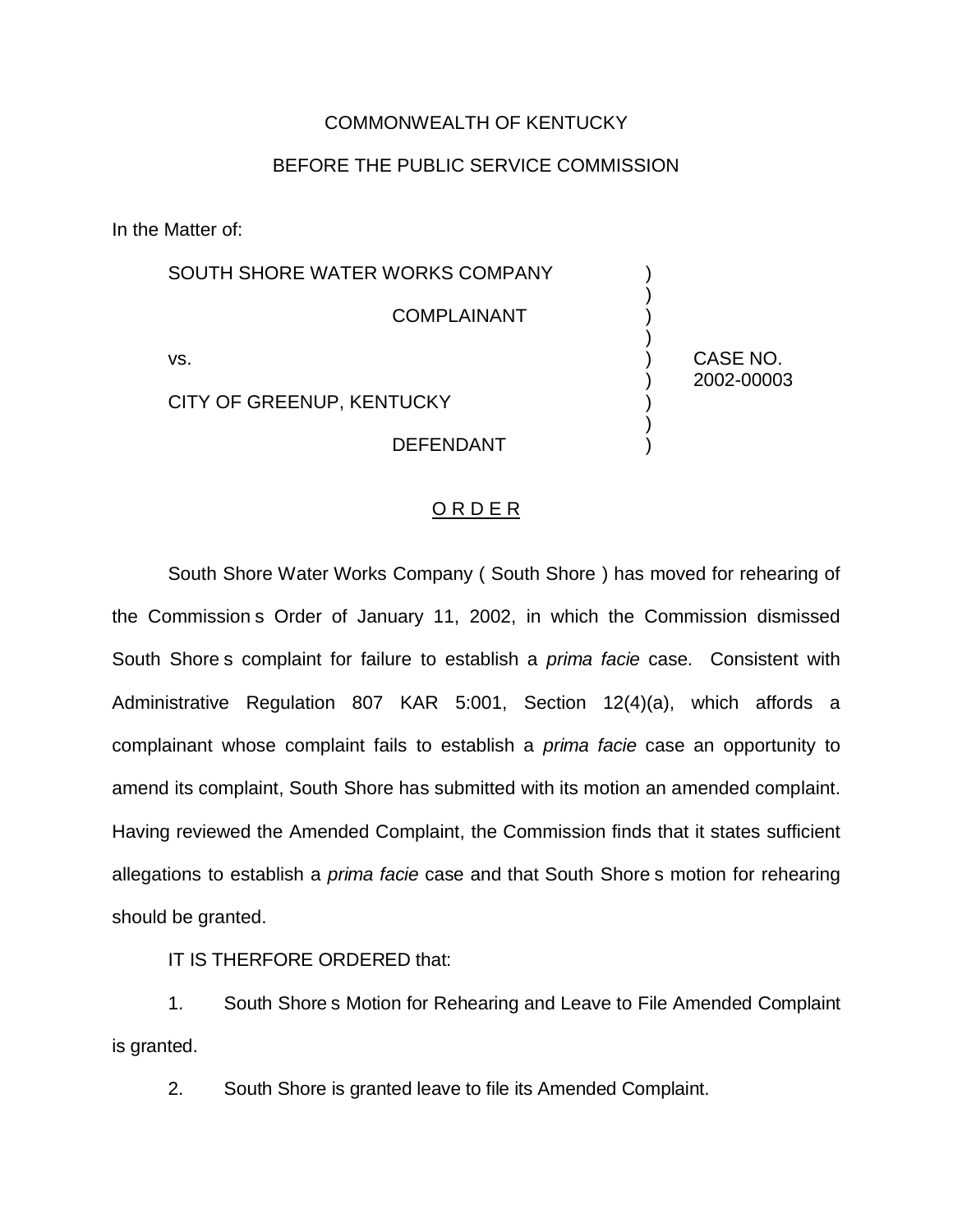COMMONWEALTH OF KENTUCKY

BEFORE THE PUBLIC SERVICE COMMISSION

In the Matter of:

| | | |
|---|---|---|
| SOUTH SHORE WATER WORKS COMPANY | ) | |
| COMPLAINANT | ) | |
| vs. | ) | CASE NO. 2002-00003 |
| CITY OF GREENUP, KENTUCKY | ) | |
| DEFENDANT | ) | |

## O R D E R

South Shore Water Works Company ( South Shore ) has moved for rehearing of the Commission s Order of January 11, 2002, in which the Commission dismissed South Shore s complaint for failure to establish a *prima facie* case. Consistent with Administrative Regulation 807 KAR 5:001, Section 12(4)(a), which affords a complainant whose complaint fails to establish a *prima facie* case an opportunity to amend its complaint, South Shore has submitted with its motion an amended complaint. Having reviewed the Amended Complaint, the Commission finds that it states sufficient allegations to establish a *prima facie* case and that South Shore s motion for rehearing should be granted.

IT IS THERFORE ORDERED that:

1. South Shore s Motion for Rehearing and Leave to File Amended Complaint is granted.

2. South Shore is granted leave to file its Amended Complaint.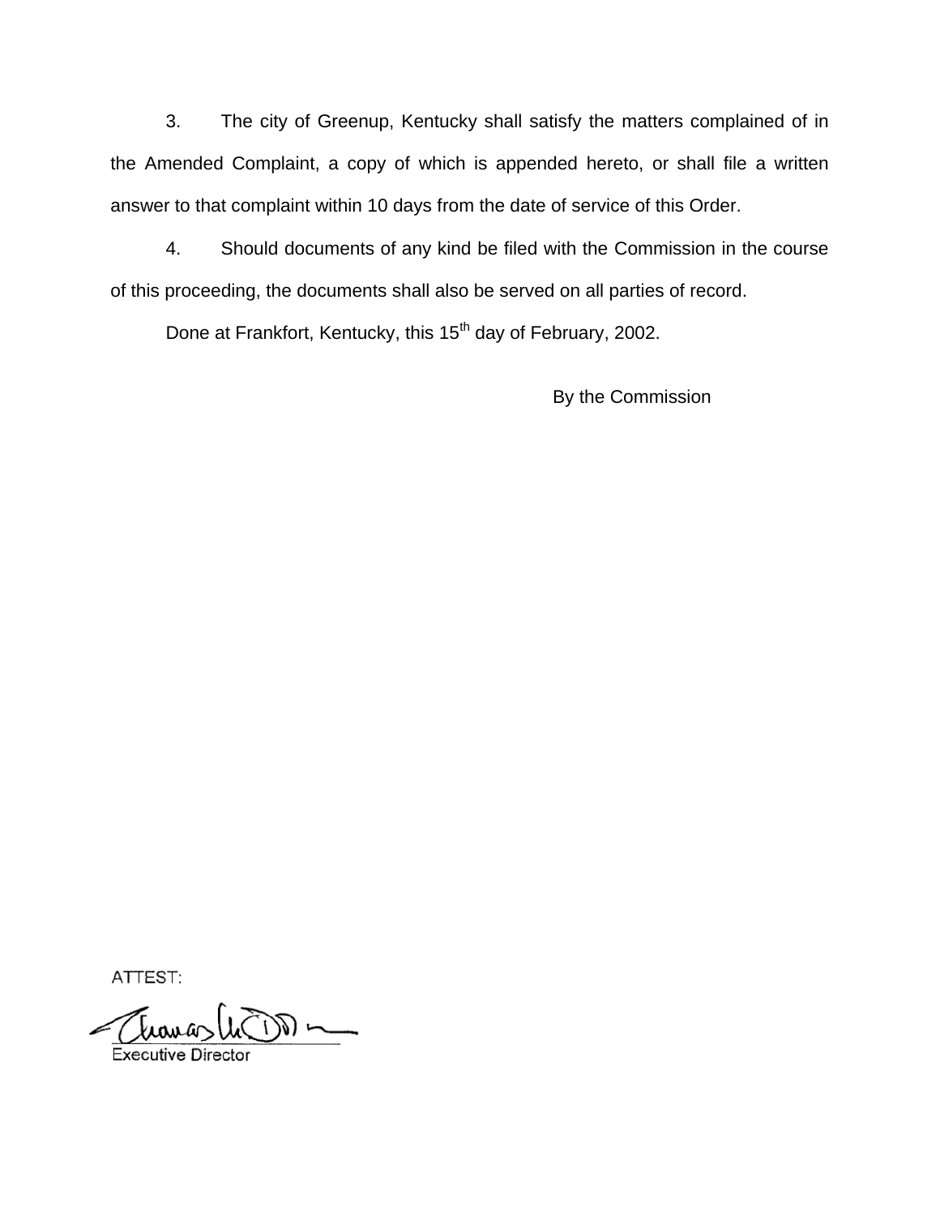3. The city of Greenup, Kentucky shall satisfy the matters complained of in the Amended Complaint, a copy of which is appended hereto, or shall file a written answer to that complaint within 10 days from the date of service of this Order.

4. Should documents of any kind be filed with the Commission in the course of this proceeding, the documents shall also be served on all parties of record.

Done at Frankfort, Kentucky, this 15th day of February, 2002.

By the Commission

ATTEST:

Executive Director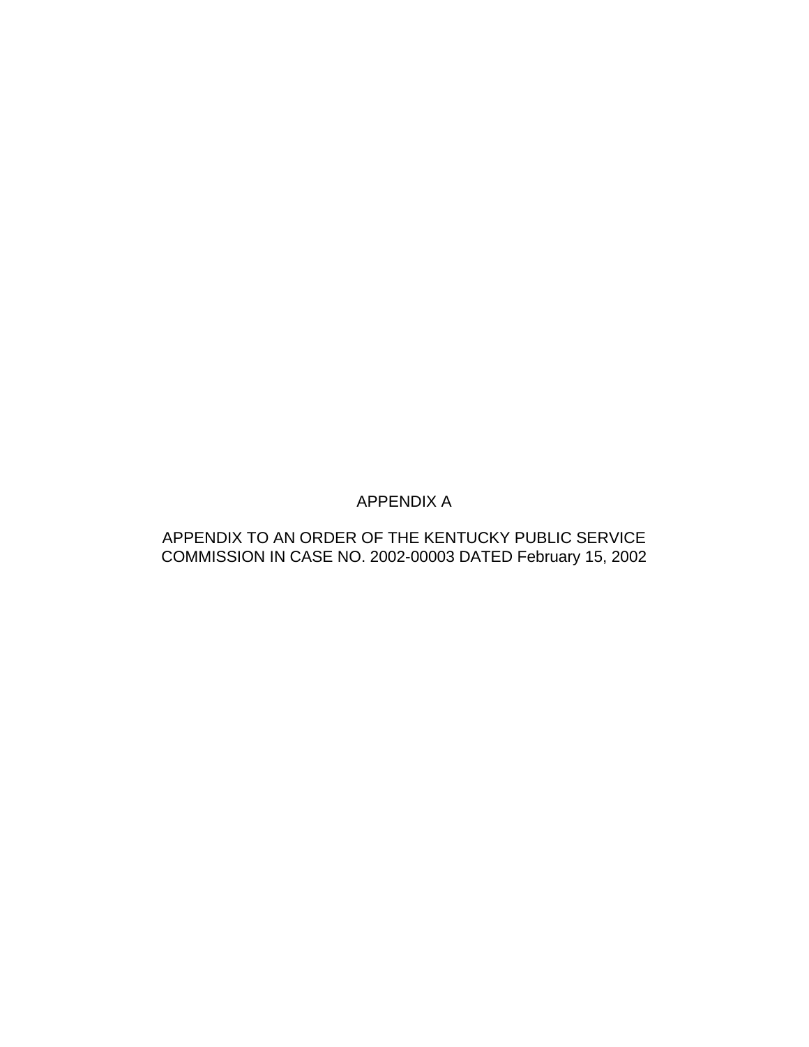APPENDIX A

APPENDIX TO AN ORDER OF THE KENTUCKY PUBLIC SERVICE COMMISSION IN CASE NO. 2002-00003 DATED February 15, 2002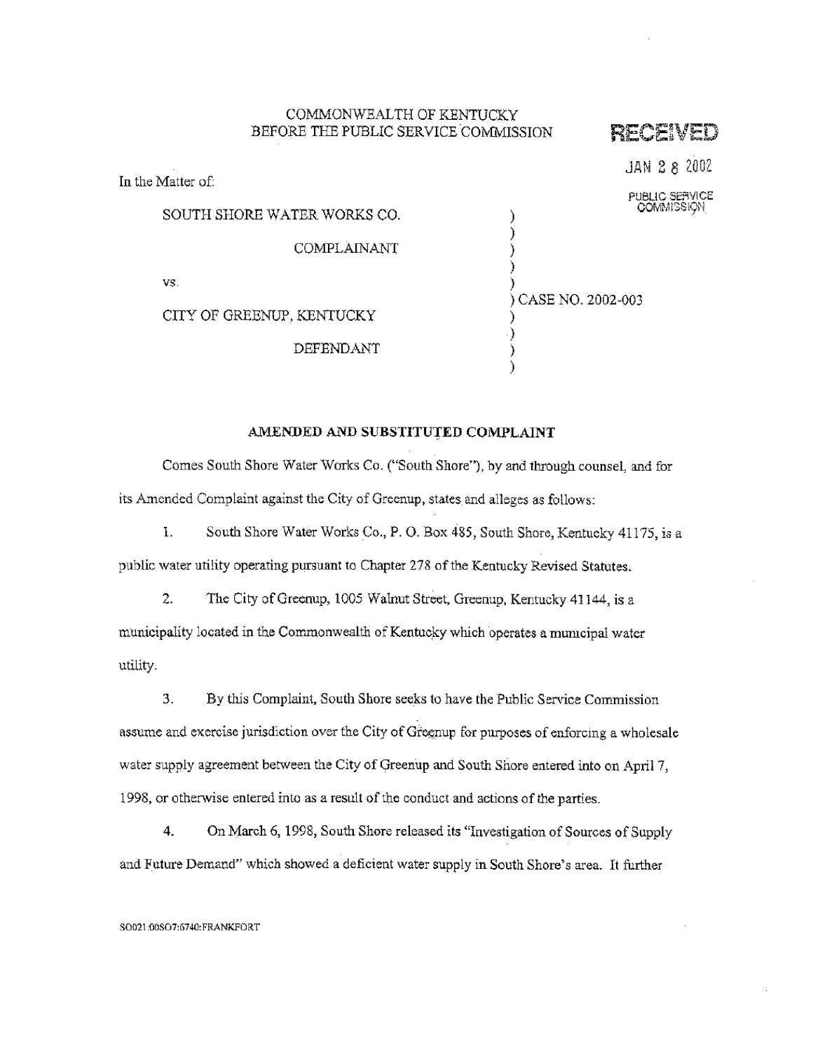COMMONWEALTH OF KENTUCKY
BEFORE THE PUBLIC SERVICE COMMISSION

RECEIVED

JAN 28 2002

PUBLIC SERVICE COMMISSION

In the Matter of:

| | |
|---|---|
| SOUTH SHORE WATER WORKS CO. | ) |
| COMPLAINANT | ) |
| vs. | ) CASE NO. 2002-003 |
| CITY OF GREENUP, KENTUCKY | ) |
| DEFENDANT | ) |

**AMENDED AND SUBSTITUTED COMPLAINT**

Comes South Shore Water Works Co. ("South Shore"), by and through counsel, and for its Amended Complaint against the City of Greenup, states and alleges as follows:

1. South Shore Water Works Co., P. O. Box 485, South Shore, Kentucky 41175, is a public water utility operating pursuant to Chapter 278 of the Kentucky Revised Statutes.

2. The City of Greenup, 1005 Walnut Street, Greenup, Kentucky 41144, is a municipality located in the Commonwealth of Kentucky which operates a municipal water utility.

3. By this Complaint, South Shore seeks to have the Public Service Commission assume and exercise jurisdiction over the City of Greenup for purposes of enforcing a wholesale water supply agreement between the City of Greenup and South Shore entered into on April 7, 1998, or otherwise entered into as a result of the conduct and actions of the parties.

4. On March 6, 1998, South Shore released its "Investigation of Sources of Supply and Future Demand" which showed a deficient water supply in South Shore's area. It further

SO021:00SO7:6740:FRANKFORT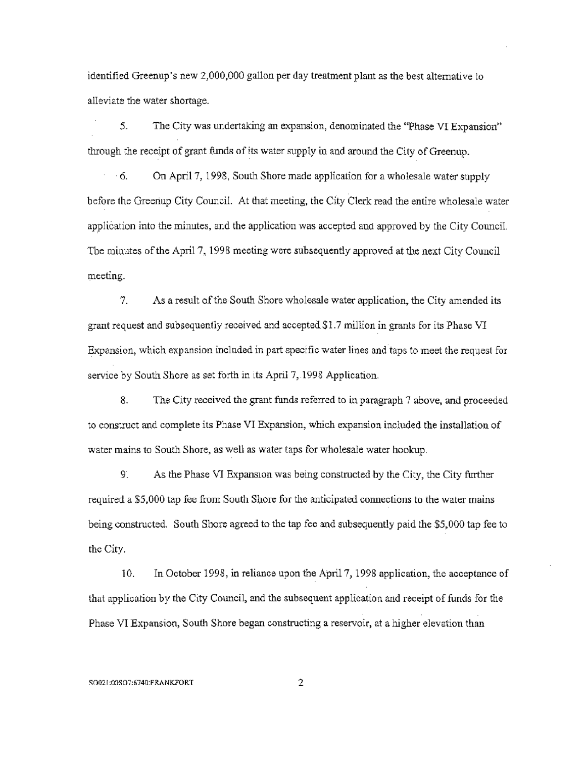identified Greenup's new 2,000,000 gallon per day treatment plant as the best alternative to alleviate the water shortage.

5. The City was undertaking an expansion, denominated the "Phase VI Expansion" through the receipt of grant funds of its water supply in and around the City of Greenup.

6. On April 7, 1998, South Shore made application for a wholesale water supply before the Greenup City Council. At that meeting, the City Clerk read the entire wholesale water application into the minutes, and the application was accepted and approved by the City Council. The minutes of the April 7, 1998 meeting were subsequently approved at the next City Council meeting.

7. As a result of the South Shore wholesale water application, the City amended its grant request and subsequently received and accepted $1.7 million in grants for its Phase VI Expansion, which expansion included in part specific water lines and taps to meet the request for service by South Shore as set forth in its April 7, 1998 Application.

8. The City received the grant funds referred to in paragraph 7 above, and proceeded to construct and complete its Phase VI Expansion, which expansion included the installation of water mains to South Shore, as well as water taps for wholesale water hookup.

9. As the Phase VI Expansion was being constructed by the City, the City further required a $5,000 tap fee from South Shore for the anticipated connections to the water mains being constructed. South Shore agreed to the tap fee and subsequently paid the $5,000 tap fee to the City.

10. In October 1998, in reliance upon the April 7, 1998 application, the acceptance of that application by the City Council, and the subsequent application and receipt of funds for the Phase VI Expansion, South Shore began constructing a reservoir, at a higher elevation than

SO021:00SO7:6740:FRANKFORT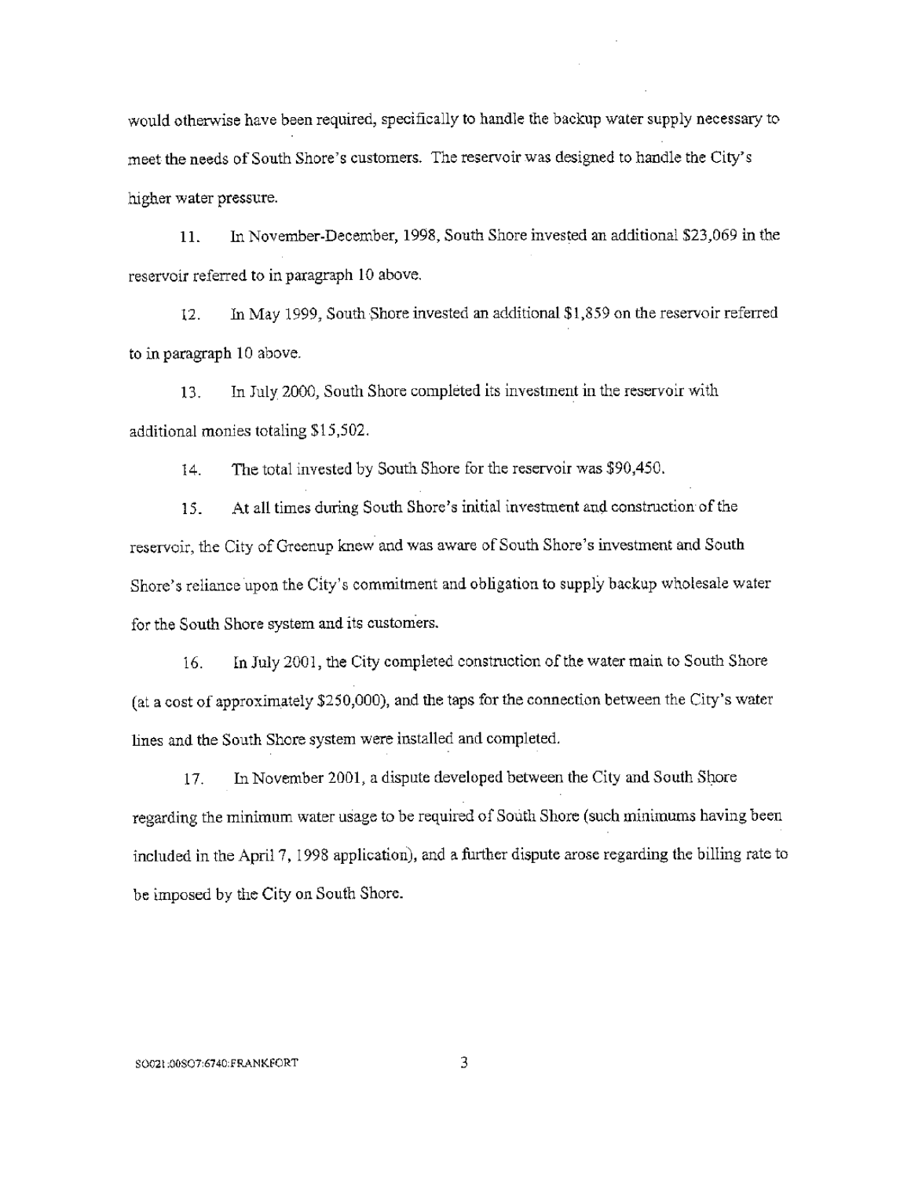would otherwise have been required, specifically to handle the backup water supply necessary to meet the needs of South Shore's customers. The reservoir was designed to handle the City's higher water pressure.

11. In November-December, 1998, South Shore invested an additional $23,069 in the reservoir referred to in paragraph 10 above.

12. In May 1999, South Shore invested an additional $1,859 on the reservoir referred to in paragraph 10 above.

13. In July 2000, South Shore completed its investment in the reservoir with additional monies totaling $15,502.

14. The total invested by South Shore for the reservoir was $90,450.

15. At all times during South Shore's initial investment and construction of the reservoir, the City of Greenup knew and was aware of South Shore's investment and South Shore's reliance upon the City's commitment and obligation to supply backup wholesale water for the South Shore system and its customers.

16. In July 2001, the City completed construction of the water main to South Shore (at a cost of approximately $250,000), and the taps for the connection between the City's water lines and the South Shore system were installed and completed.

17. In November 2001, a dispute developed between the City and South Shore regarding the minimum water usage to be required of South Shore (such minimums having been included in the April 7, 1998 application), and a further dispute arose regarding the billing rate to be imposed by the City on South Shore.

SO021:00SO7:6740:FRANKFORT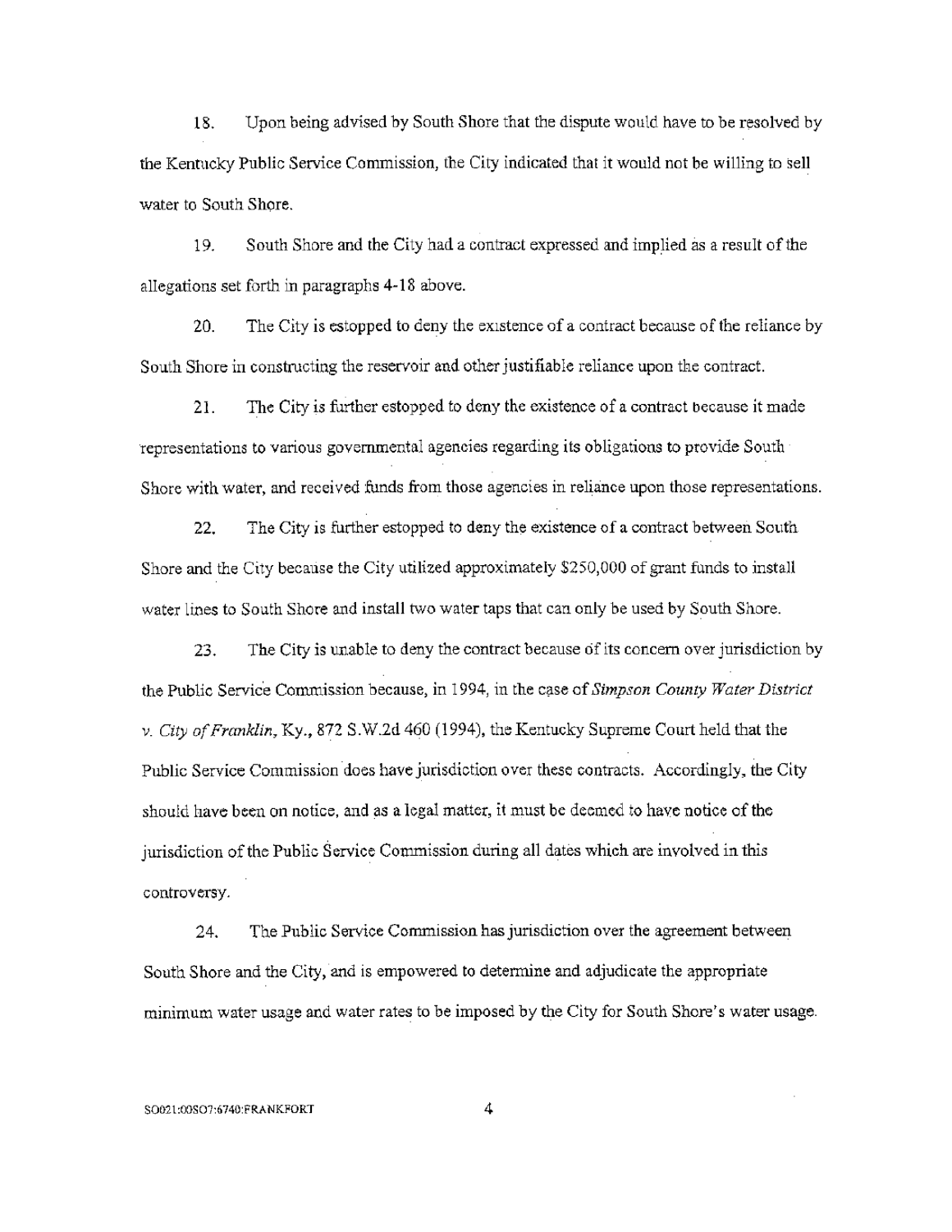18. Upon being advised by South Shore that the dispute would have to be resolved by the Kentucky Public Service Commission, the City indicated that it would not be willing to sell water to South Shore.

19. South Shore and the City had a contract expressed and implied as a result of the allegations set forth in paragraphs 4-18 above.

20. The City is estopped to deny the existence of a contract because of the reliance by South Shore in constructing the reservoir and other justifiable reliance upon the contract.

21. The City is further estopped to deny the existence of a contract because it made representations to various governmental agencies regarding its obligations to provide South Shore with water, and received funds from those agencies in reliance upon those representations.

22. The City is further estopped to deny the existence of a contract between South Shore and the City because the City utilized approximately $250,000 of grant funds to install water lines to South Shore and install two water taps that can only be used by South Shore.

23. The City is unable to deny the contract because of its concern over jurisdiction by the Public Service Commission because, in 1994, in the case of *Simpson County Water District v. City of Franklin*, Ky., 872 S.W.2d 460 (1994), the Kentucky Supreme Court held that the Public Service Commission does have jurisdiction over these contracts. Accordingly, the City should have been on notice, and as a legal matter, it must be deemed to have notice of the jurisdiction of the Public Service Commission during all dates which are involved in this controversy.

24. The Public Service Commission has jurisdiction over the agreement between South Shore and the City, and is empowered to determine and adjudicate the appropriate minimum water usage and water rates to be imposed by the City for South Shore's water usage.

SO021:00SO7:6740:FRANKFORT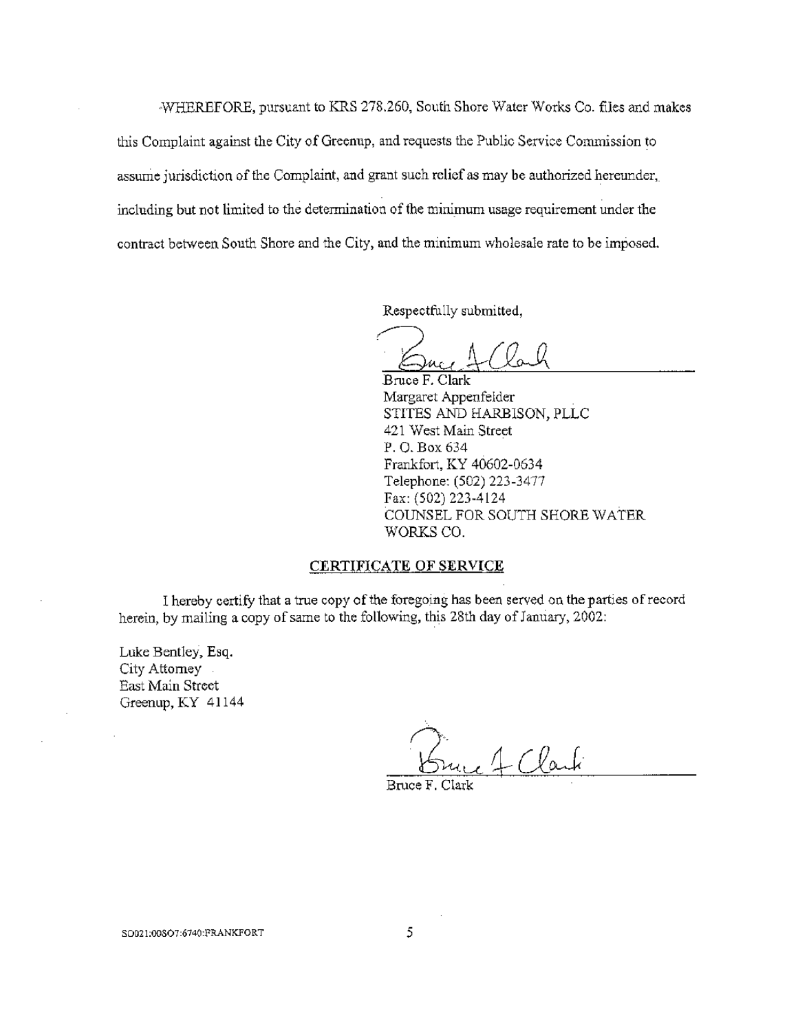WHEREFORE, pursuant to KRS 278.260, South Shore Water Works Co. files and makes this Complaint against the City of Greenup, and requests the Public Service Commission to assume jurisdiction of the Complaint, and grant such relief as may be authorized hereunder, including but not limited to the determination of the minimum usage requirement under the contract between South Shore and the City, and the minimum wholesale rate to be imposed.

Respectfully submitted,

Bruce F. Clark
Margaret Appenfelder
STITES AND HARBISON, PLLC
421 West Main Street
P. O. Box 634
Frankfort, KY 40602-0634
Telephone: (502) 223-3477
Fax: (502) 223-4124
COUNSEL FOR SOUTH SHORE WATER WORKS CO.

## CERTIFICATE OF SERVICE

I hereby certify that a true copy of the foregoing has been served on the parties of record herein, by mailing a copy of same to the following, this 28th day of January, 2002:

Luke Bentley, Esq.
City Attorney
East Main Street
Greenup, KY 41144

Bruce F. Clark

SO021:00SO7:6740:FRANKFORT